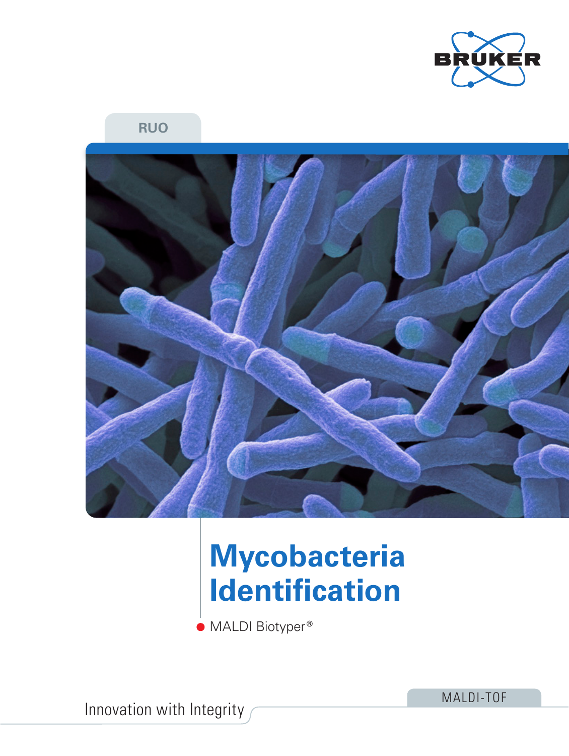BRUKER

RUO

# Mycobacteria Identification

MALDI Biotyper®

Innovation with Integrity

MALDI-TOF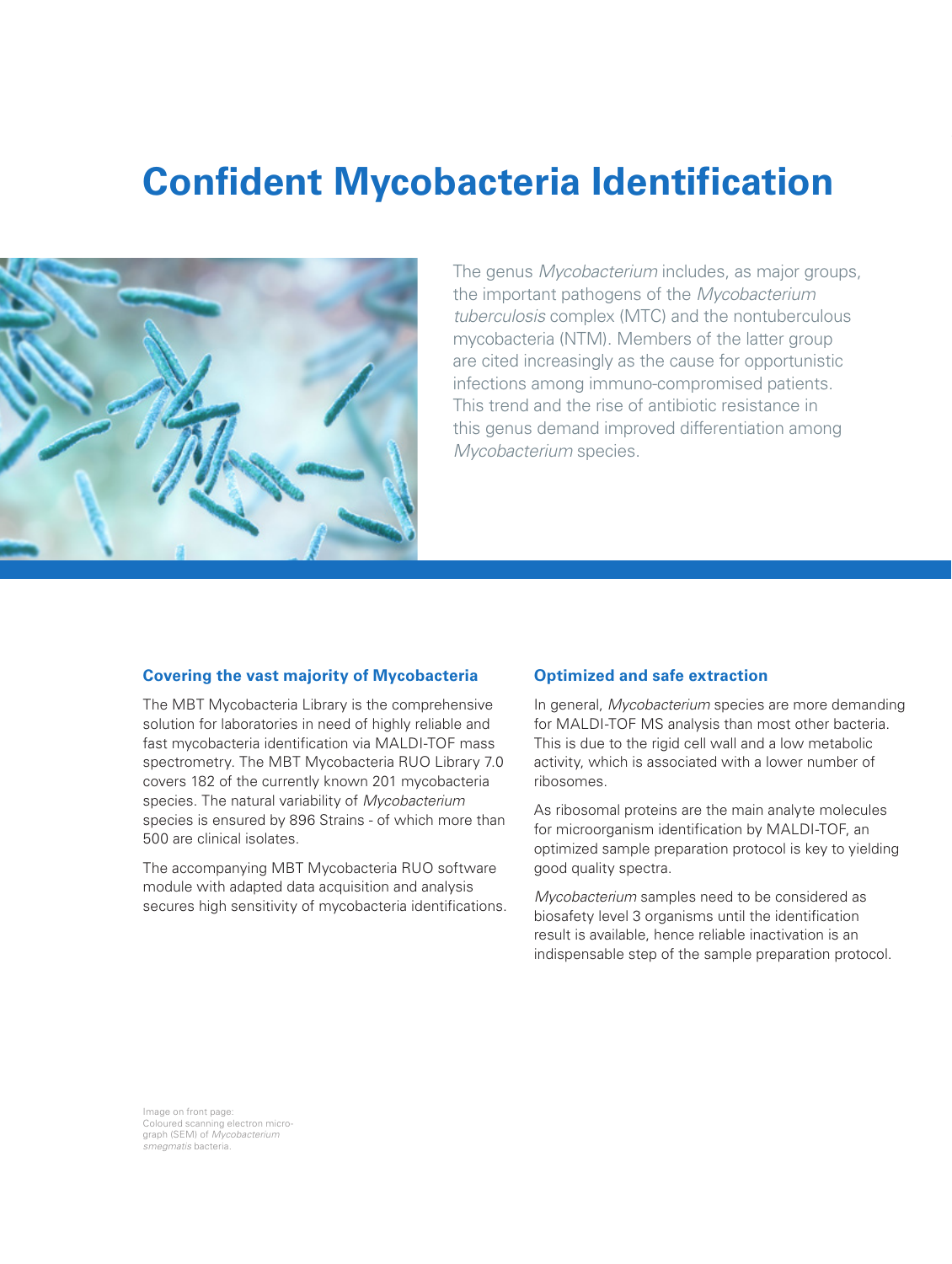# Confident Mycobacteria Identification

The genus *Mycobacterium* includes, as major groups, the important pathogens of the *Mycobacterium tuberculosis* complex (MTC) and the nontuberculous mycobacteria (NTM). Members of the latter group are cited increasingly as the cause for opportunistic infections among immuno-compromised patients. This trend and the rise of antibiotic resistance in this genus demand improved differentiation among *Mycobacterium* species.

### Covering the vast majority of Mycobacteria

The MBT Mycobacteria Library is the comprehensive solution for laboratories in need of highly reliable and fast mycobacteria identification via MALDI-TOF mass spectrometry. The MBT Mycobacteria RUO Library 7.0 covers 182 of the currently known 201 mycobacteria species. The natural variability of *Mycobacterium* species is ensured by 896 Strains - of which more than 500 are clinical isolates.

The accompanying MBT Mycobacteria RUO software module with adapted data acquisition and analysis secures high sensitivity of mycobacteria identifications.

### Optimized and safe extraction

In general, *Mycobacterium* species are more demanding for MALDI-TOF MS analysis than most other bacteria. This is due to the rigid cell wall and a low metabolic activity, which is associated with a lower number of ribosomes.

As ribosomal proteins are the main analyte molecules for microorganism identification by MALDI-TOF, an optimized sample preparation protocol is key to yielding good quality spectra.

*Mycobacterium* samples need to be considered as biosafety level 3 organisms until the identification result is available, hence reliable inactivation is an indispensable step of the sample preparation protocol.

Image on front page: Coloured scanning electron micrograph (SEM) of *Mycobacterium smegmatis* bacteria.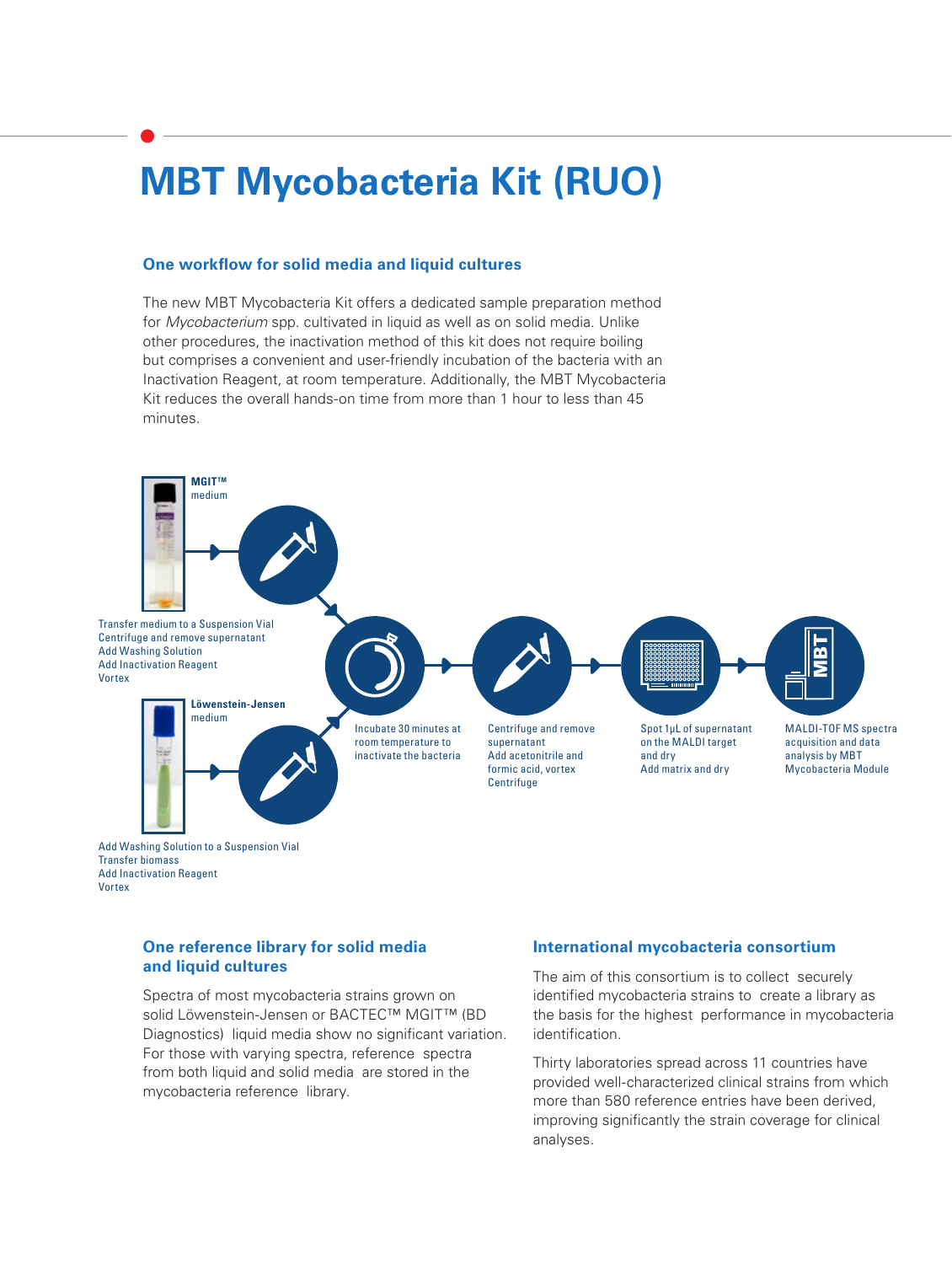# MBT Mycobacteria Kit (RUO)

## One workflow for solid media and liquid cultures

The new MBT Mycobacteria Kit offers a dedicated sample preparation method for *Mycobacterium* spp. cultivated in liquid as well as on solid media. Unlike other procedures, the inactivation method of this kit does not require boiling but comprises a convenient and user-friendly incubation of the bacteria with an Inactivation Reagent, at room temperature. Additionally, the MBT Mycobacteria Kit reduces the overall hands-on time from more than 1 hour to less than 45 minutes.

**MGIT™** medium

Transfer medium to a Suspension Vial
Centrifuge and remove supernatant
Add Washing Solution
Add Inactivation Reagent
Vortex

**Löwenstein-Jensen** medium

Add Washing Solution to a Suspension Vial
Transfer biomass
Add Inactivation Reagent
Vortex

Incubate 30 minutes at room temperature to inactivate the bacteria

Centrifuge and remove supernatant
Add acetonitrile and formic acid, vortex
Centrifuge

Spot 1µL of supernatant on the MALDI target and dry
Add matrix and dry

MALDI-TOF MS spectra acquisition and data analysis by MBT Mycobacteria Module

## One reference library for solid media and liquid cultures

Spectra of most mycobacteria strains grown on solid Löwenstein-Jensen or BACTEC™ MGIT™ (BD Diagnostics) liquid media show no significant variation. For those with varying spectra, reference spectra from both liquid and solid media are stored in the mycobacteria reference library.

## International mycobacteria consortium

The aim of this consortium is to collect securely identified mycobacteria strains to create a library as the basis for the highest performance in mycobacteria identification.

Thirty laboratories spread across 11 countries have provided well-characterized clinical strains from which more than 580 reference entries have been derived, improving significantly the strain coverage for clinical analyses.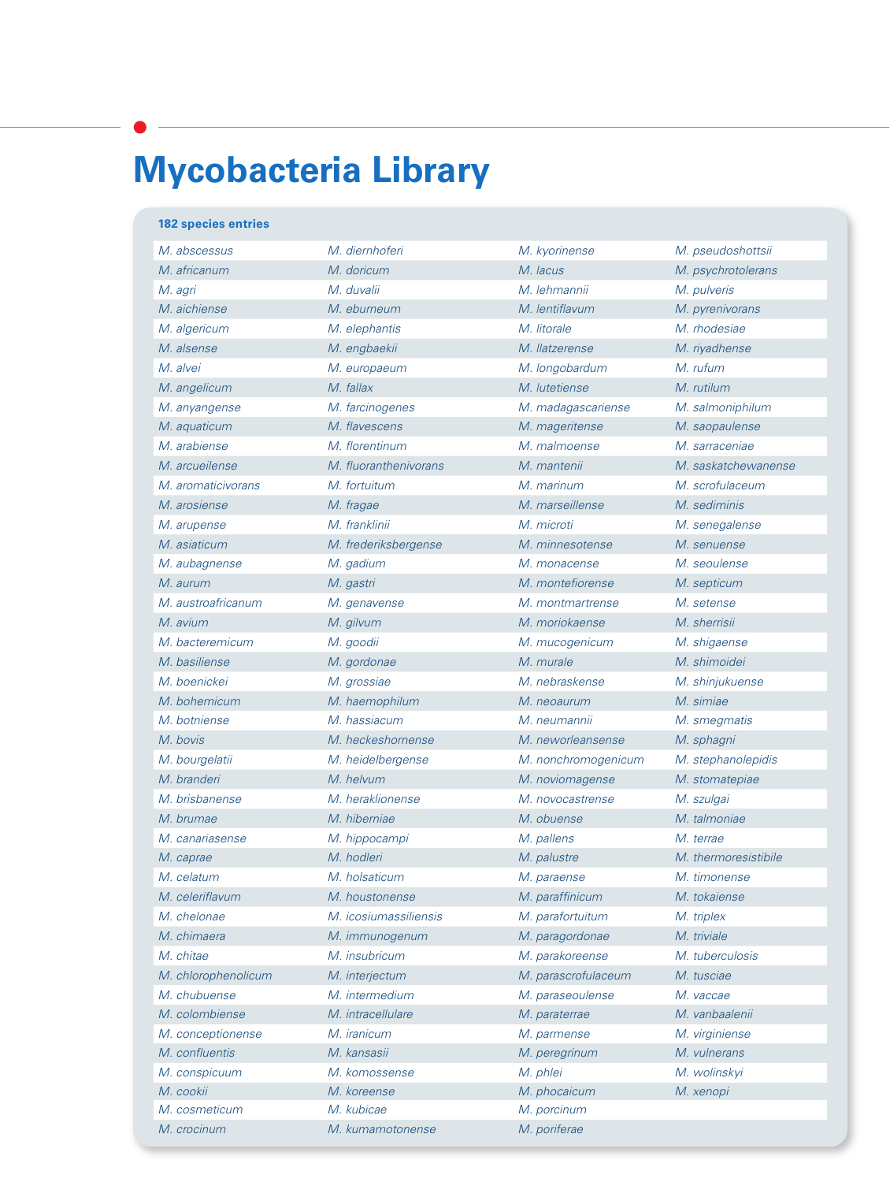# Mycobacteria Library

**182 species entries**

| | | | |
|---|---|---|---|
| *M. abscessus* | *M. diernhoferi* | *M. kyorinense* | *M. pseudoshottsii* |
| *M. africanum* | *M. doricum* | *M. lacus* | *M. psychrotolerans* |
| *M. agri* | *M. duvalii* | *M. lehmannii* | *M. pulveris* |
| *M. aichiense* | *M. eburneum* | *M. lentiflavum* | *M. pyrenivorans* |
| *M. algericum* | *M. elephantis* | *M. litorale* | *M. rhodesiae* |
| *M. alsense* | *M. engbaekii* | *M. llatzerense* | *M. riyadhense* |
| *M. alvei* | *M. europaeum* | *M. longobardum* | *M. rufum* |
| *M. angelicum* | *M. fallax* | *M. lutetiense* | *M. rutilum* |
| *M. anyangense* | *M. farcinogenes* | *M. madagascariense* | *M. salmoniphilum* |
| *M. aquaticum* | *M. flavescens* | *M. mageritense* | *M. saopaulense* |
| *M. arabiense* | *M. florentinum* | *M. malmoense* | *M. sarraceniae* |
| *M. arcueilense* | *M. fluoranthenivorans* | *M. mantenii* | *M. saskatchewanense* |
| *M. aromaticivorans* | *M. fortuitum* | *M. marinum* | *M. scrofulaceum* |
| *M. arosiense* | *M. fragae* | *M. marseillense* | *M. sediminis* |
| *M. arupense* | *M. franklinii* | *M. microti* | *M. senegalense* |
| *M. asiaticum* | *M. frederiksbergense* | *M. minnesotense* | *M. senuense* |
| *M. aubagnense* | *M. gadium* | *M. monacense* | *M. seoulense* |
| *M. aurum* | *M. gastri* | *M. montefiorense* | *M. septicum* |
| *M. austroafricanum* | *M. genavense* | *M. montmartrense* | *M. setense* |
| *M. avium* | *M. gilvum* | *M. moriokaense* | *M. sherrisii* |
| *M. bacteremicum* | *M. goodii* | *M. mucogenicum* | *M. shigaense* |
| *M. basiliense* | *M. gordonae* | *M. murale* | *M. shimoidei* |
| *M. boenickei* | *M. grossiae* | *M. nebraskense* | *M. shinjukuense* |
| *M. bohemicum* | *M. haemophilum* | *M. neoaurum* | *M. simiae* |
| *M. botniense* | *M. hassiacum* | *M. neumannii* | *M. smegmatis* |
| *M. bovis* | *M. heckeshornense* | *M. neworleansense* | *M. sphagni* |
| *M. bourgelatii* | *M. heidelbergense* | *M. nonchromogenicum* | *M. stephanolepidis* |
| *M. branderi* | *M. helvum* | *M. noviomagense* | *M. stomatepiae* |
| *M. brisbanense* | *M. heraklionense* | *M. novocastrense* | *M. szulgai* |
| *M. brumae* | *M. hiberniae* | *M. obuense* | *M. talmoniae* |
| *M. canariasense* | *M. hippocampi* | *M. pallens* | *M. terrae* |
| *M. caprae* | *M. hodleri* | *M. palustre* | *M. thermoresistibile* |
| *M. celatum* | *M. holsaticum* | *M. paraense* | *M. timonense* |
| *M. celeriflavum* | *M. houstonense* | *M. paraffinicum* | *M. tokaiense* |
| *M. chelonae* | *M. icosiumassiliensis* | *M. parafortuitum* | *M. triplex* |
| *M. chimaera* | *M. immunogenum* | *M. paragordonae* | *M. triviale* |
| *M. chitae* | *M. insubricum* | *M. parakoreense* | *M. tuberculosis* |
| *M. chlorophenolicum* | *M. interjectum* | *M. parascrofulaceum* | *M. tusciae* |
| *M. chubuense* | *M. intermedium* | *M. paraseoulense* | *M. vaccae* |
| *M. colombiense* | *M. intracellulare* | *M. paraterrae* | *M. vanbaalenii* |
| *M. conceptionense* | *M. iranicum* | *M. parmense* | *M. virginiense* |
| *M. confluentis* | *M. kansasii* | *M. peregrinum* | *M. vulnerans* |
| *M. conspicuum* | *M. komossense* | *M. phlei* | *M. wolinskyi* |
| *M. cookii* | *M. koreense* | *M. phocaicum* | *M. xenopi* |
| *M. cosmeticum* | *M. kubicae* | *M. porcinum* | |
| *M. crocinum* | *M. kumamotonense* | *M. poriferae* | |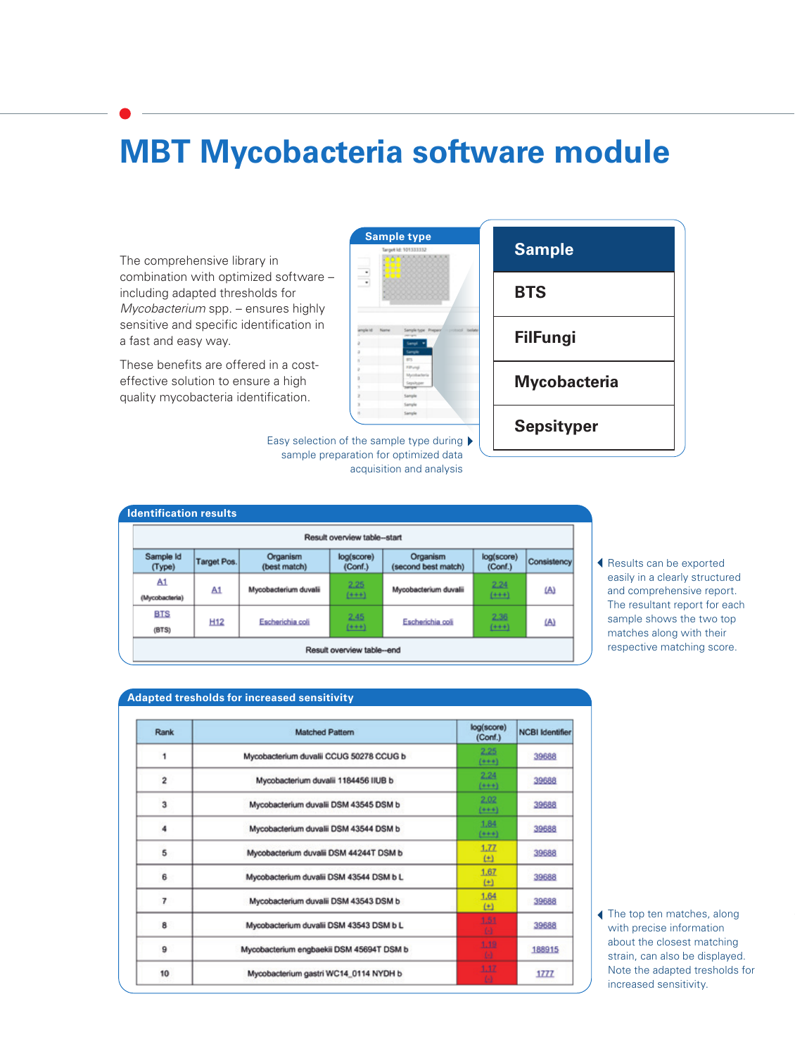# MBT Mycobacteria software module

The comprehensive library in combination with optimized software – including adapted thresholds for *Mycobacterium* spp. – ensures highly sensitive and specific identification in a fast and easy way.

These benefits are offered in a cost-effective solution to ensure a high quality mycobacteria identification.

**Sample type**

| Sample |
|---|
| BTS |
| FilFungi |
| Mycobacteria |
| Sepsityper |

Easy selection of the sample type during sample preparation for optimized data acquisition and analysis

**Identification results**

Result overview table–start

| Sample Id (Type) | Target Pos. | Organism (best match) | log(score) (Conf.) | Organism (second best match) | log(score) (Conf.) | Consistency |
|---|---|---|---|---|---|---|
| A1 (Mycobacteria) | A1 | Mycobacterium duvalii | 2.25 (+++) | Mycobacterium duvalii | 2.24 (+++) | (A) |
| BTS (BTS) | H12 | Escherichia coli | 2.45 (+++) | Escherichia coli | 2.36 (+++) | (A) |

Result overview table–end

Results can be exported easily in a clearly structured and comprehensive report. The resultant report for each sample shows the two top matches along with their respective matching score.

**Adapted tresholds for increased sensitivity**

| Rank | Matched Pattern | log(score) (Conf.) | NCBI Identifier |
|---|---|---|---|
| 1 | Mycobacterium duvalii CCUG 50278 CCUG b | 2.25 (+++) | 39688 |
| 2 | Mycobacterium duvalii 1184456 IIUB b | 2.24 (+++) | 39688 |
| 3 | Mycobacterium duvalii DSM 43545 DSM b | 2.02 (+++) | 39688 |
| 4 | Mycobacterium duvalii DSM 43544 DSM b | 1.84 (+++) | 39688 |
| 5 | Mycobacterium duvalii DSM 44244T DSM b | 1.77 (+) | 39688 |
| 6 | Mycobacterium duvalii DSM 43544 DSM b L | 1.67 (+) | 39688 |
| 7 | Mycobacterium duvalii DSM 43543 DSM b | 1.64 (+) | 39688 |
| 8 | Mycobacterium duvalii DSM 43543 DSM b L | 1.51 (-) | 39688 |
| 9 | Mycobacterium engbaekii DSM 45694T DSM b | 1.19 (-) | 188915 |
| 10 | Mycobacterium gastri WC14_0114 NYDH b | 1.17 (-) | 1777 |

The top ten matches, along with precise information about the closest matching strain, can also be displayed. Note the adapted tresholds for increased sensitivity.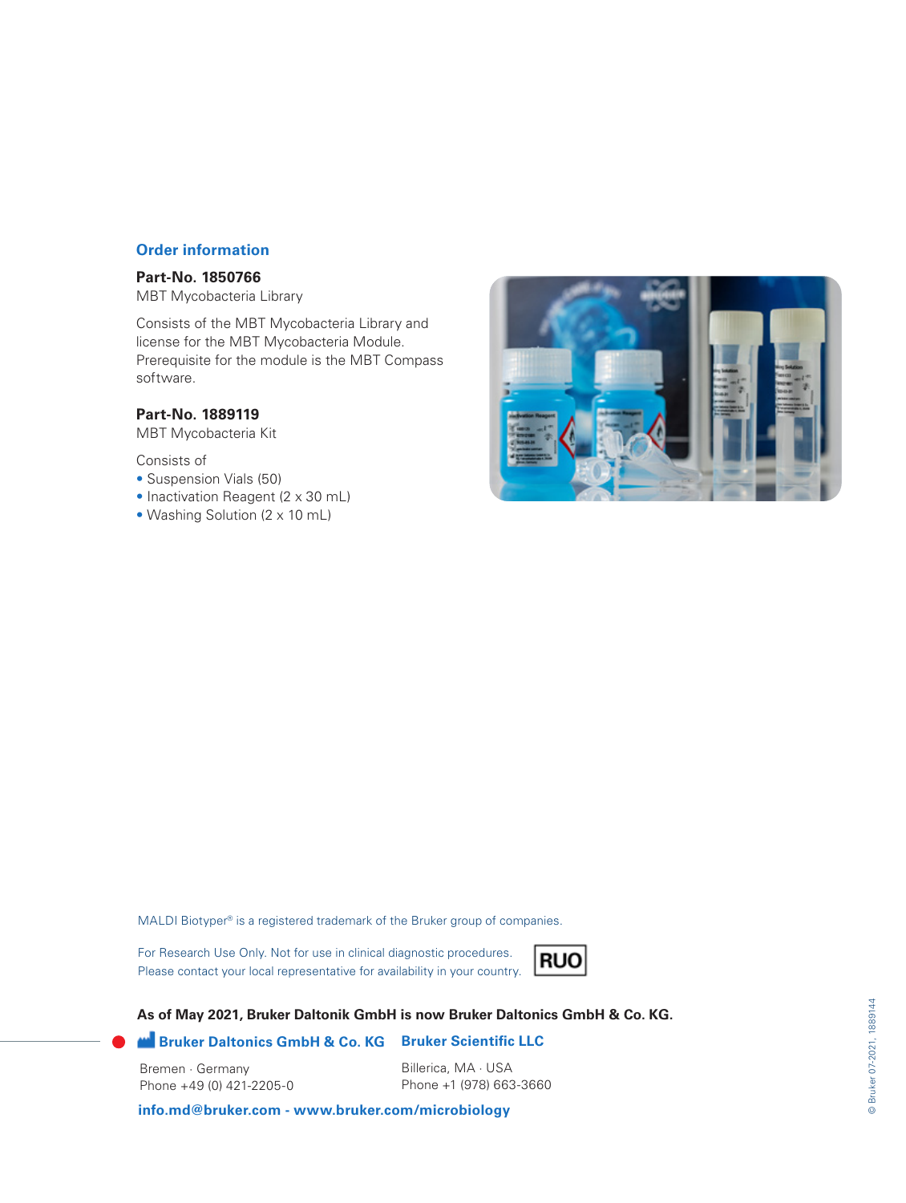## Order information

**Part-No. 1850766**
MBT Mycobacteria Library

Consists of the MBT Mycobacteria Library and license for the MBT Mycobacteria Module. Prerequisite for the module is the MBT Compass software.

**Part-No. 1889119**
MBT Mycobacteria Kit

Consists of

- Suspension Vials (50)
- Inactivation Reagent (2 x 30 mL)
- Washing Solution (2 x 10 mL)

MALDI Biotyper® is a registered trademark of the Bruker group of companies.

For Research Use Only. Not for use in clinical diagnostic procedures.
Please contact your local representative for availability in your country.

RUO

**As of May 2021, Bruker Daltonik GmbH is now Bruker Daltonics GmbH & Co. KG.**

**Bruker Daltonics GmbH & Co. KG**

Bremen · Germany
Phone +49 (0) 421-2205-0

**Bruker Scientific LLC**

Billerica, MA · USA
Phone +1 (978) 663-3660

**info.md@bruker.com - www.bruker.com/microbiology**

© Bruker 07-2021, 1889144